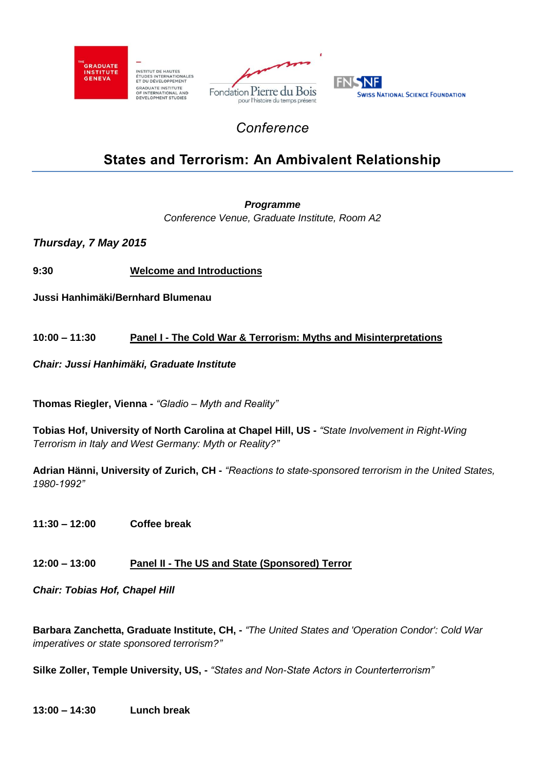THE GRADUATE INSTITUTE GENEVA — INSTITUT DE HAUTES ÉTUDES INTERNATIONALES ET DU DÉVELOPPEMENT — GRADUATE INSTITUTE OF INTERNATIONAL AND DEVELOPMENT STUDIES

Fondation Pierre du Bois pour l'histoire du temps présent

FNSNF Swiss National Science Foundation

*Conference*

# States and Terrorism: An Ambivalent Relationship

***Programme***

*Conference Venue, Graduate Institute, Room A2*

***Thursday, 7 May 2015***

**9:30** **Welcome and Introductions**

**Jussi Hanhimäki/Bernhard Blumenau**

**10:00 – 11:30** **Panel I - The Cold War & Terrorism: Myths and Misinterpretations**

***Chair: Jussi Hanhimäki, Graduate Institute***

**Thomas Riegler, Vienna -** *"Gladio – Myth and Reality"*

**Tobias Hof, University of North Carolina at Chapel Hill, US -** *"State Involvement in Right-Wing Terrorism in Italy and West Germany: Myth or Reality?"*

**Adrian Hänni, University of Zurich, CH -** *"Reactions to state-sponsored terrorism in the United States, 1980-1992"*

**11:30 – 12:00** **Coffee break**

**12:00 – 13:00** **Panel II - The US and State (Sponsored) Terror**

***Chair: Tobias Hof, Chapel Hill***

**Barbara Zanchetta, Graduate Institute, CH, -** *"The United States and 'Operation Condor': Cold War imperatives or state sponsored terrorism?"*

**Silke Zoller, Temple University, US, -** *"States and Non-State Actors in Counterterrorism"*

**13:00 – 14:30** **Lunch break**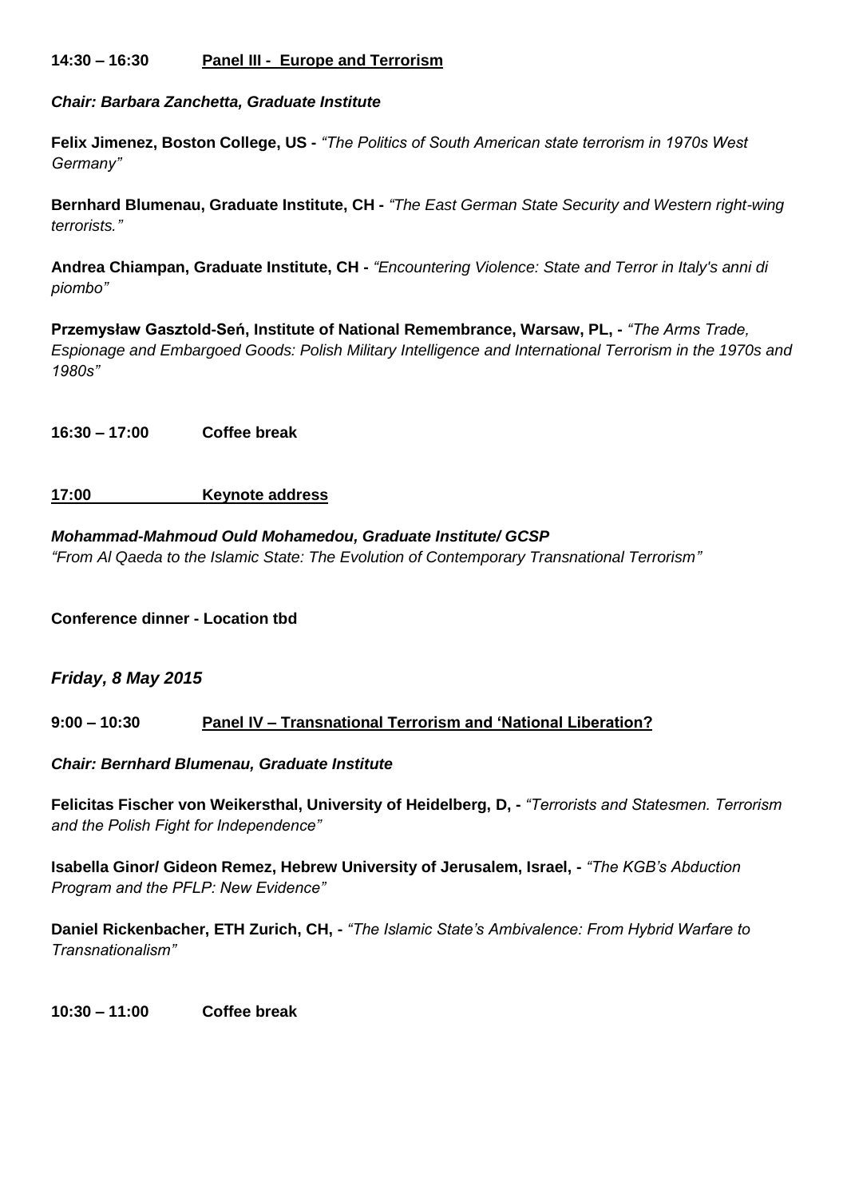**14:30 – 16:30** **Panel III - Europe and Terrorism**

***Chair: Barbara Zanchetta, Graduate Institute***

**Felix Jimenez, Boston College, US -** *"The Politics of South American state terrorism in 1970s West Germany"*

**Bernhard Blumenau, Graduate Institute, CH -** *"The East German State Security and Western right-wing terrorists."*

**Andrea Chiampan, Graduate Institute, CH -** *"Encountering Violence: State and Terror in Italy's anni di piombo"*

**Przemysław Gasztold-Seń, Institute of National Remembrance, Warsaw, PL, -** *"The Arms Trade, Espionage and Embargoed Goods: Polish Military Intelligence and International Terrorism in the 1970s and 1980s"*

**16:30 – 17:00** **Coffee break**

**17:00** **Keynote address**

***Mohammad-Mahmoud Ould Mohamedou, Graduate Institute/ GCSP***
*"From Al Qaeda to the Islamic State: The Evolution of Contemporary Transnational Terrorism"*

**Conference dinner - Location tbd**

***Friday, 8 May 2015***

**9:00 – 10:30** **Panel IV – Transnational Terrorism and 'National Liberation?**

***Chair: Bernhard Blumenau, Graduate Institute***

**Felicitas Fischer von Weikersthal, University of Heidelberg, D, -** *"Terrorists and Statesmen. Terrorism and the Polish Fight for Independence"*

**Isabella Ginor/ Gideon Remez, Hebrew University of Jerusalem, Israel, -** *"The KGB's Abduction Program and the PFLP: New Evidence"*

**Daniel Rickenbacher, ETH Zurich, CH, -** *"The Islamic State's Ambivalence: From Hybrid Warfare to Transnationalism"*

**10:30 – 11:00** **Coffee break**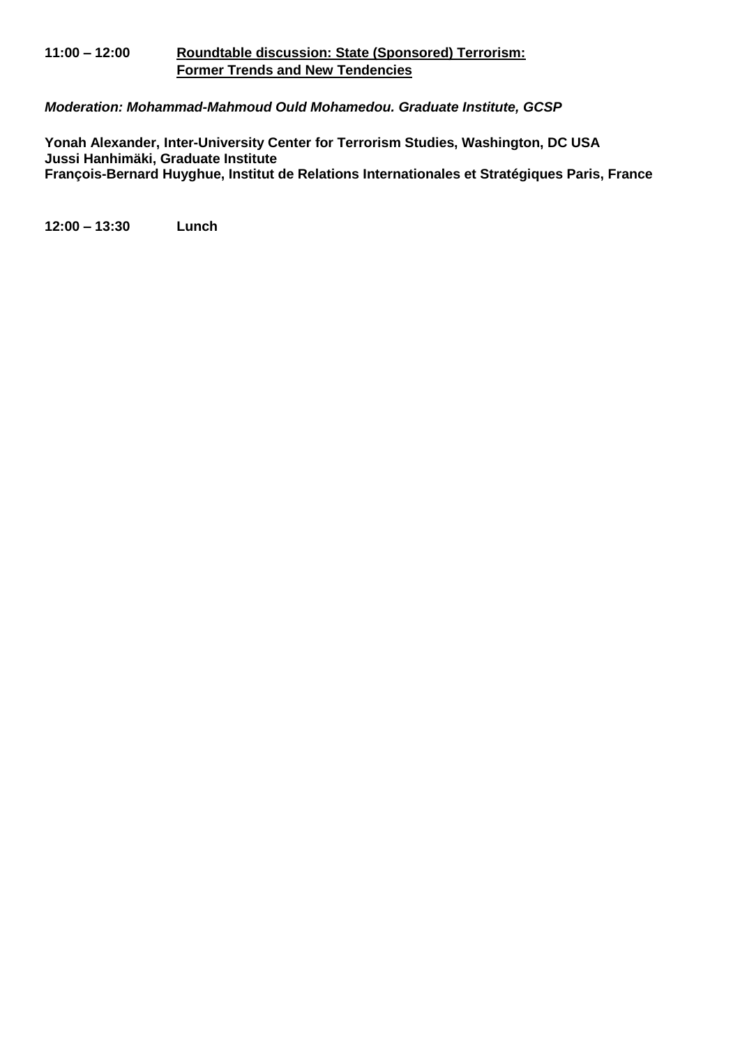**11:00 – 12:00** **Roundtable discussion: State (Sponsored) Terrorism: Former Trends and New Tendencies**

***Moderation: Mohammad-Mahmoud Ould Mohamedou. Graduate Institute, GCSP***

**Yonah Alexander, Inter-University Center for Terrorism Studies, Washington, DC USA**
**Jussi Hanhimäki, Graduate Institute**
**François-Bernard Huyghue, Institut de Relations Internationales et Stratégiques Paris, France**

**12:00 – 13:30** **Lunch**